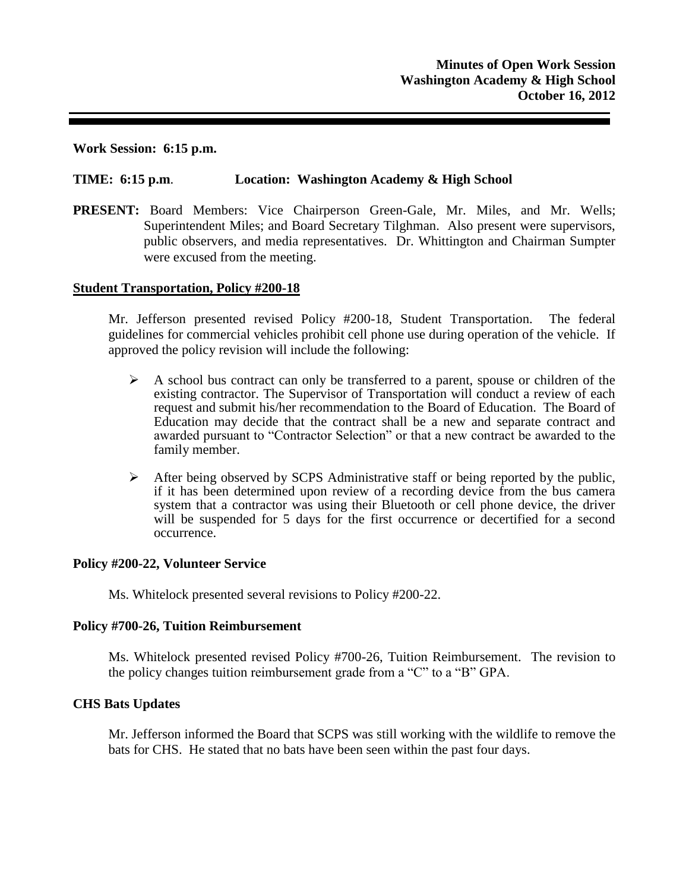**Minutes of Open Work Session**
**Washington Academy & High School**
**October 16, 2012**

---

**Work Session: 6:15 p.m.**

**TIME: 6:15 p.m**. **Location: Washington Academy & High School**

**PRESENT:** Board Members: Vice Chairperson Green-Gale, Mr. Miles, and Mr. Wells; Superintendent Miles; and Board Secretary Tilghman. Also present were supervisors, public observers, and media representatives. Dr. Whittington and Chairman Sumpter were excused from the meeting.

**Student Transportation, Policy #200-18**

Mr. Jefferson presented revised Policy #200-18, Student Transportation. The federal guidelines for commercial vehicles prohibit cell phone use during operation of the vehicle. If approved the policy revision will include the following:

- A school bus contract can only be transferred to a parent, spouse or children of the existing contractor. The Supervisor of Transportation will conduct a review of each request and submit his/her recommendation to the Board of Education. The Board of Education may decide that the contract shall be a new and separate contract and awarded pursuant to "Contractor Selection" or that a new contract be awarded to the family member.
- After being observed by SCPS Administrative staff or being reported by the public, if it has been determined upon review of a recording device from the bus camera system that a contractor was using their Bluetooth or cell phone device, the driver will be suspended for 5 days for the first occurrence or decertified for a second occurrence.

**Policy #200-22, Volunteer Service**

Ms. Whitelock presented several revisions to Policy #200-22.

**Policy #700-26, Tuition Reimbursement**

Ms. Whitelock presented revised Policy #700-26, Tuition Reimbursement. The revision to the policy changes tuition reimbursement grade from a "C" to a "B" GPA.

**CHS Bats Updates**

Mr. Jefferson informed the Board that SCPS was still working with the wildlife to remove the bats for CHS. He stated that no bats have been seen within the past four days.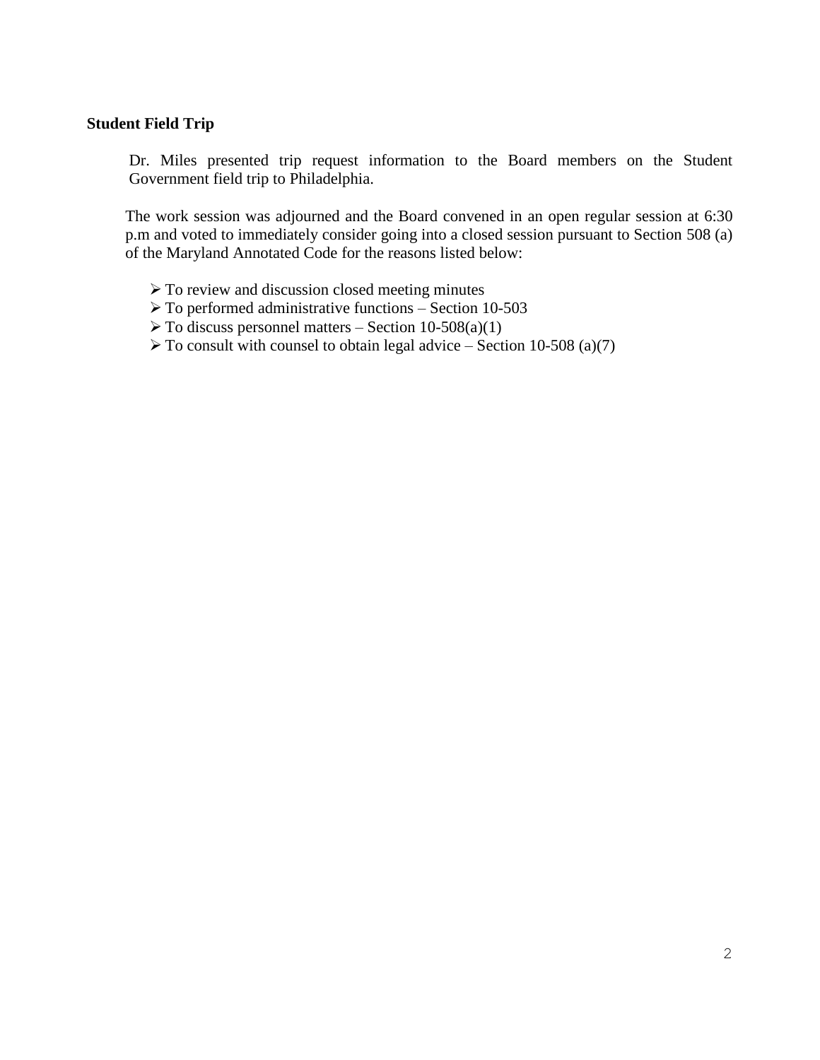**Student Field Trip**

Dr. Miles presented trip request information to the Board members on the Student Government field trip to Philadelphia.

The work session was adjourned and the Board convened in an open regular session at 6:30 p.m and voted to immediately consider going into a closed session pursuant to Section 508 (a) of the Maryland Annotated Code for the reasons listed below:

- To review and discussion closed meeting minutes
- To performed administrative functions – Section 10-503
- To discuss personnel matters – Section 10-508(a)(1)
- To consult with counsel to obtain legal advice – Section 10-508 (a)(7)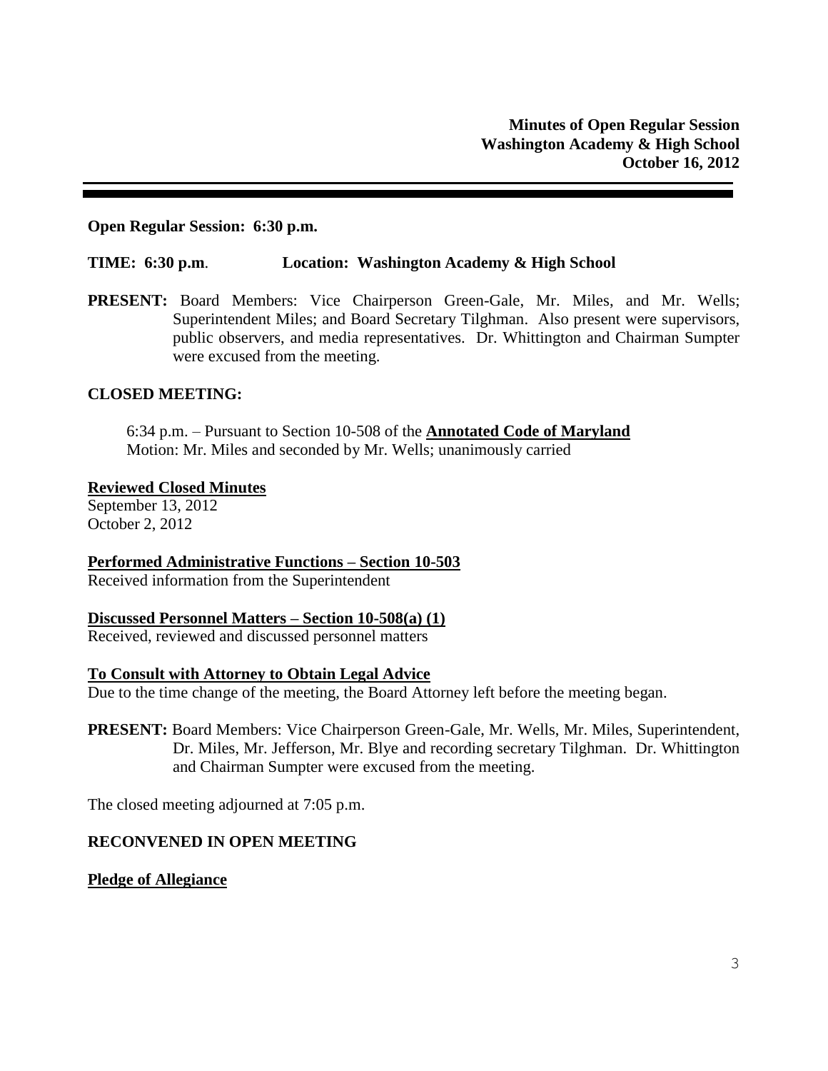**Minutes of Open Regular Session**
**Washington Academy & High School**
**October 16, 2012**

---

**Open Regular Session: 6:30 p.m.**

**TIME: 6:30 p.m**. **Location: Washington Academy & High School**

**PRESENT:** Board Members: Vice Chairperson Green-Gale, Mr. Miles, and Mr. Wells; Superintendent Miles; and Board Secretary Tilghman. Also present were supervisors, public observers, and media representatives. Dr. Whittington and Chairman Sumpter were excused from the meeting.

**CLOSED MEETING:**

6:34 p.m. – Pursuant to Section 10-508 of the **Annotated Code of Maryland**
Motion: Mr. Miles and seconded by Mr. Wells; unanimously carried

**Reviewed Closed Minutes**
September 13, 2012
October 2, 2012

**Performed Administrative Functions – Section 10-503**
Received information from the Superintendent

**Discussed Personnel Matters – Section 10-508(a) (1)**
Received, reviewed and discussed personnel matters

**To Consult with Attorney to Obtain Legal Advice**
Due to the time change of the meeting, the Board Attorney left before the meeting began.

**PRESENT:** Board Members: Vice Chairperson Green-Gale, Mr. Wells, Mr. Miles, Superintendent, Dr. Miles, Mr. Jefferson, Mr. Blye and recording secretary Tilghman. Dr. Whittington and Chairman Sumpter were excused from the meeting.

The closed meeting adjourned at 7:05 p.m.

**RECONVENED IN OPEN MEETING**

**Pledge of Allegiance**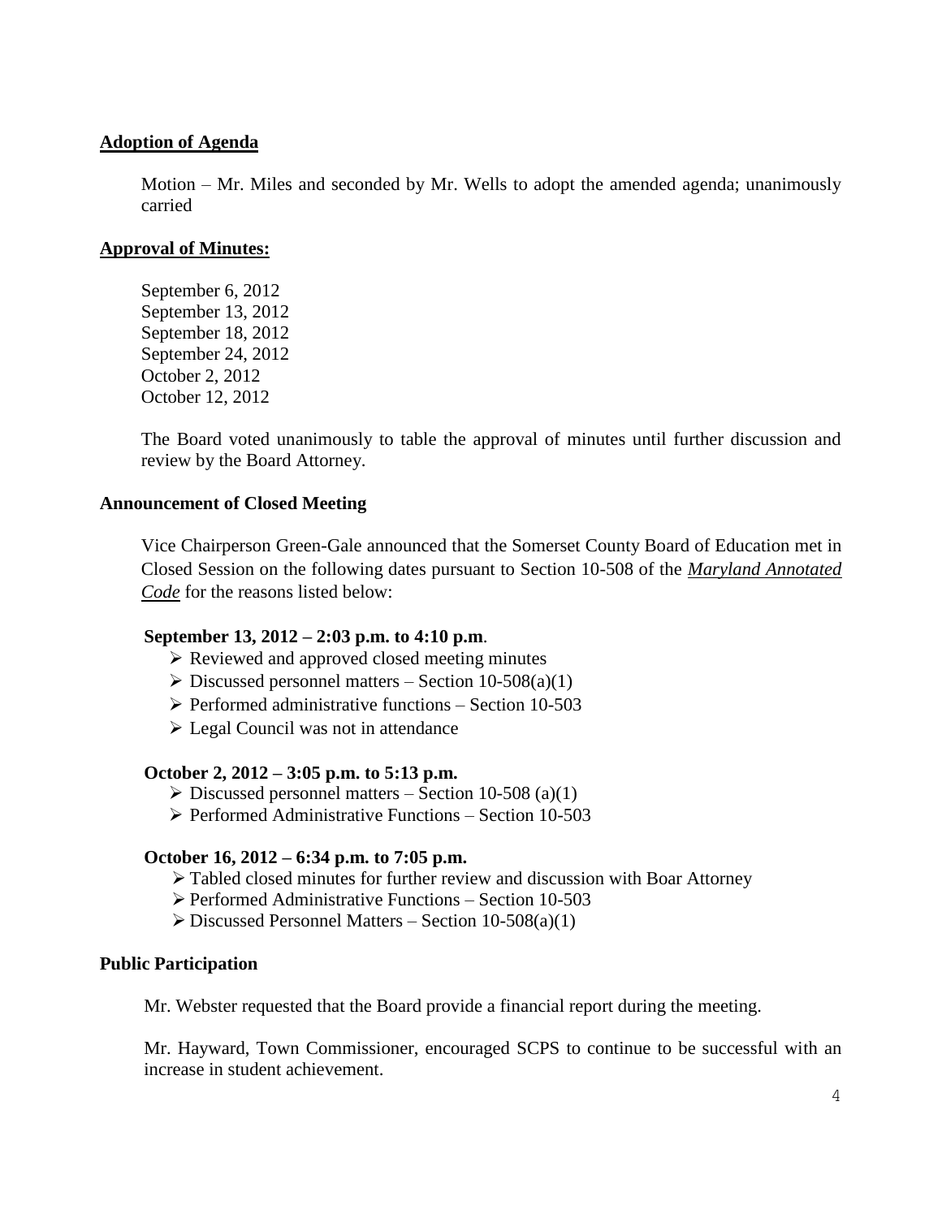**Adoption of Agenda**

Motion – Mr. Miles and seconded by Mr. Wells to adopt the amended agenda; unanimously carried

**Approval of Minutes:**

September 6, 2012
September 13, 2012
September 18, 2012
September 24, 2012
October 2, 2012
October 12, 2012

The Board voted unanimously to table the approval of minutes until further discussion and review by the Board Attorney.

**Announcement of Closed Meeting**

Vice Chairperson Green-Gale announced that the Somerset County Board of Education met in Closed Session on the following dates pursuant to Section 10-508 of the ***Maryland Annotated Code*** for the reasons listed below:

**September 13, 2012 – 2:03 p.m. to 4:10 p.m**.

- Reviewed and approved closed meeting minutes
- Discussed personnel matters – Section 10-508(a)(1)
- Performed administrative functions – Section 10-503
- Legal Council was not in attendance

**October 2, 2012 – 3:05 p.m. to 5:13 p.m.**

- Discussed personnel matters – Section 10-508 (a)(1)
- Performed Administrative Functions – Section 10-503

**October 16, 2012 – 6:34 p.m. to 7:05 p.m.**

- Tabled closed minutes for further review and discussion with Boar Attorney
- Performed Administrative Functions – Section 10-503
- Discussed Personnel Matters – Section 10-508(a)(1)

**Public Participation**

Mr. Webster requested that the Board provide a financial report during the meeting.

Mr. Hayward, Town Commissioner, encouraged SCPS to continue to be successful with an increase in student achievement.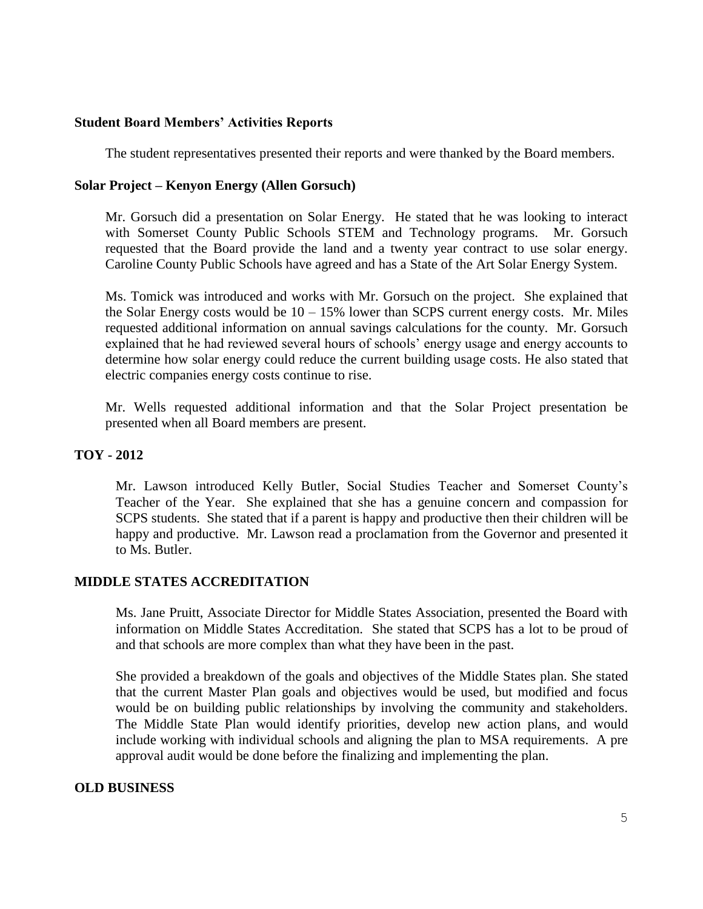**Student Board Members' Activities Reports**

The student representatives presented their reports and were thanked by the Board members.

**Solar Project – Kenyon Energy (Allen Gorsuch)**

Mr. Gorsuch did a presentation on Solar Energy. He stated that he was looking to interact with Somerset County Public Schools STEM and Technology programs. Mr. Gorsuch requested that the Board provide the land and a twenty year contract to use solar energy. Caroline County Public Schools have agreed and has a State of the Art Solar Energy System.

Ms. Tomick was introduced and works with Mr. Gorsuch on the project. She explained that the Solar Energy costs would be 10 – 15% lower than SCPS current energy costs. Mr. Miles requested additional information on annual savings calculations for the county. Mr. Gorsuch explained that he had reviewed several hours of schools' energy usage and energy accounts to determine how solar energy could reduce the current building usage costs. He also stated that electric companies energy costs continue to rise.

Mr. Wells requested additional information and that the Solar Project presentation be presented when all Board members are present.

**TOY - 2012**

Mr. Lawson introduced Kelly Butler, Social Studies Teacher and Somerset County's Teacher of the Year. She explained that she has a genuine concern and compassion for SCPS students. She stated that if a parent is happy and productive then their children will be happy and productive. Mr. Lawson read a proclamation from the Governor and presented it to Ms. Butler.

**MIDDLE STATES ACCREDITATION**

Ms. Jane Pruitt, Associate Director for Middle States Association, presented the Board with information on Middle States Accreditation. She stated that SCPS has a lot to be proud of and that schools are more complex than what they have been in the past.

She provided a breakdown of the goals and objectives of the Middle States plan. She stated that the current Master Plan goals and objectives would be used, but modified and focus would be on building public relationships by involving the community and stakeholders. The Middle State Plan would identify priorities, develop new action plans, and would include working with individual schools and aligning the plan to MSA requirements. A pre approval audit would be done before the finalizing and implementing the plan.

**OLD BUSINESS**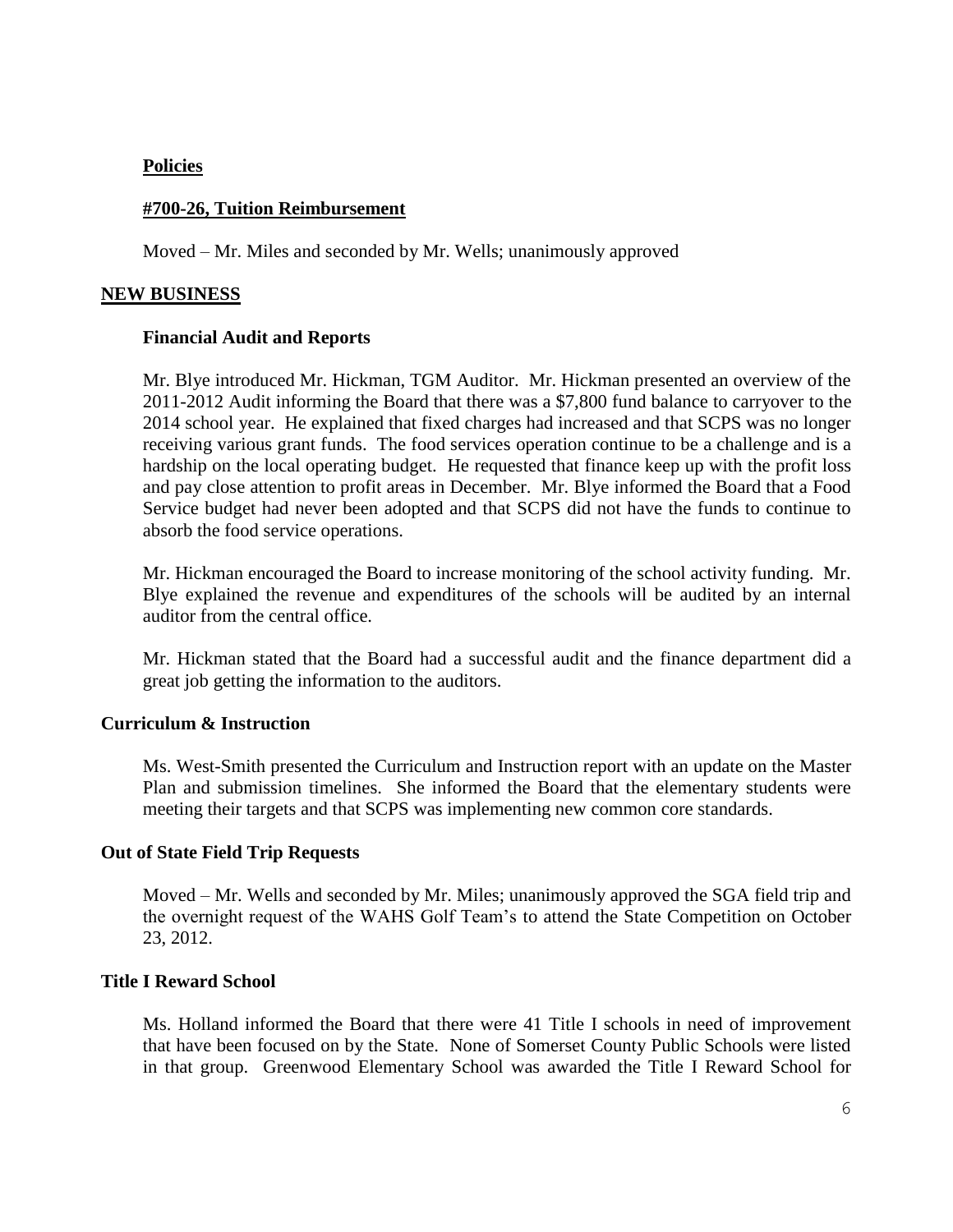**Policies**

**#700-26, Tuition Reimbursement**

Moved – Mr. Miles and seconded by Mr. Wells; unanimously approved

## NEW BUSINESS

**Financial Audit and Reports**

Mr. Blye introduced Mr. Hickman, TGM Auditor. Mr. Hickman presented an overview of the 2011-2012 Audit informing the Board that there was a $7,800 fund balance to carryover to the 2014 school year. He explained that fixed charges had increased and that SCPS was no longer receiving various grant funds. The food services operation continue to be a challenge and is a hardship on the local operating budget. He requested that finance keep up with the profit loss and pay close attention to profit areas in December. Mr. Blye informed the Board that a Food Service budget had never been adopted and that SCPS did not have the funds to continue to absorb the food service operations.

Mr. Hickman encouraged the Board to increase monitoring of the school activity funding. Mr. Blye explained the revenue and expenditures of the schools will be audited by an internal auditor from the central office.

Mr. Hickman stated that the Board had a successful audit and the finance department did a great job getting the information to the auditors.

**Curriculum & Instruction**

Ms. West-Smith presented the Curriculum and Instruction report with an update on the Master Plan and submission timelines. She informed the Board that the elementary students were meeting their targets and that SCPS was implementing new common core standards.

**Out of State Field Trip Requests**

Moved – Mr. Wells and seconded by Mr. Miles; unanimously approved the SGA field trip and the overnight request of the WAHS Golf Team's to attend the State Competition on October 23, 2012.

**Title I Reward School**

Ms. Holland informed the Board that there were 41 Title I schools in need of improvement that have been focused on by the State. None of Somerset County Public Schools were listed in that group. Greenwood Elementary School was awarded the Title I Reward School for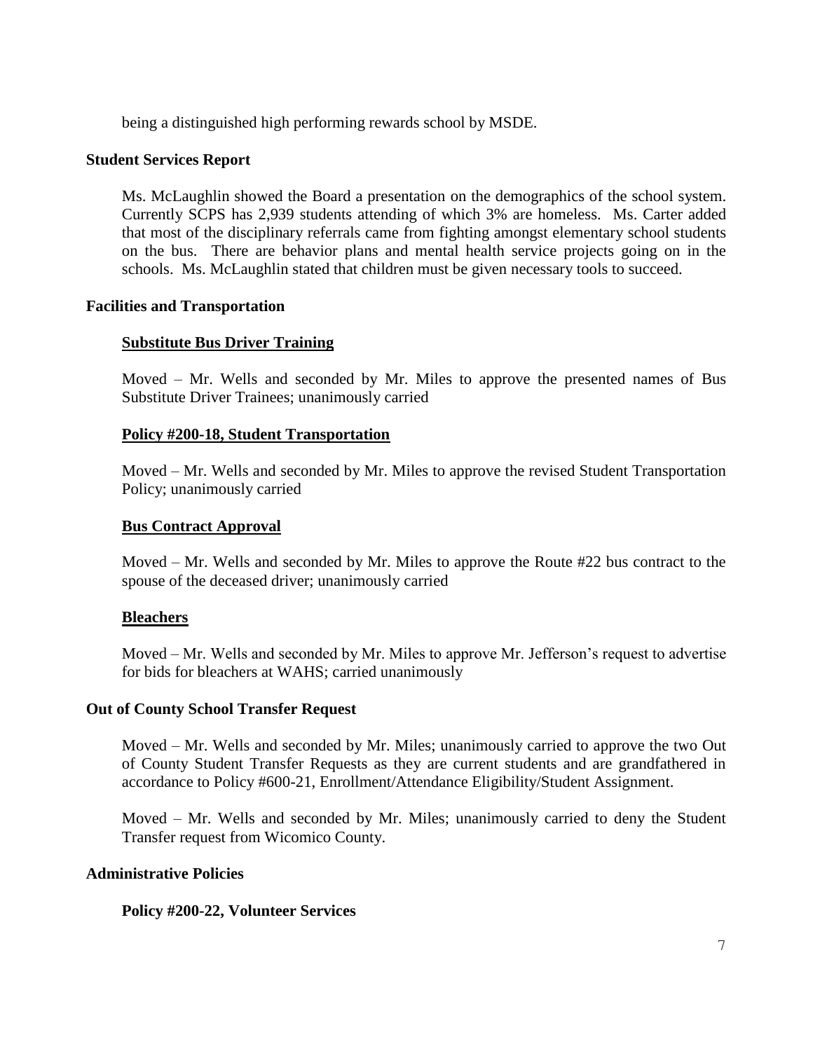being a distinguished high performing rewards school by MSDE.

## Student Services Report

Ms. McLaughlin showed the Board a presentation on the demographics of the school system. Currently SCPS has 2,939 students attending of which 3% are homeless. Ms. Carter added that most of the disciplinary referrals came from fighting amongst elementary school students on the bus. There are behavior plans and mental health service projects going on in the schools. Ms. McLaughlin stated that children must be given necessary tools to succeed.

## Facilities and Transportation

### Substitute Bus Driver Training

Moved – Mr. Wells and seconded by Mr. Miles to approve the presented names of Bus Substitute Driver Trainees; unanimously carried

### Policy #200-18, Student Transportation

Moved – Mr. Wells and seconded by Mr. Miles to approve the revised Student Transportation Policy; unanimously carried

### Bus Contract Approval

Moved – Mr. Wells and seconded by Mr. Miles to approve the Route #22 bus contract to the spouse of the deceased driver; unanimously carried

### Bleachers

Moved – Mr. Wells and seconded by Mr. Miles to approve Mr. Jefferson's request to advertise for bids for bleachers at WAHS; carried unanimously

## Out of County School Transfer Request

Moved – Mr. Wells and seconded by Mr. Miles; unanimously carried to approve the two Out of County Student Transfer Requests as they are current students and are grandfathered in accordance to Policy #600-21, Enrollment/Attendance Eligibility/Student Assignment.

Moved – Mr. Wells and seconded by Mr. Miles; unanimously carried to deny the Student Transfer request from Wicomico County.

## Administrative Policies

### Policy #200-22, Volunteer Services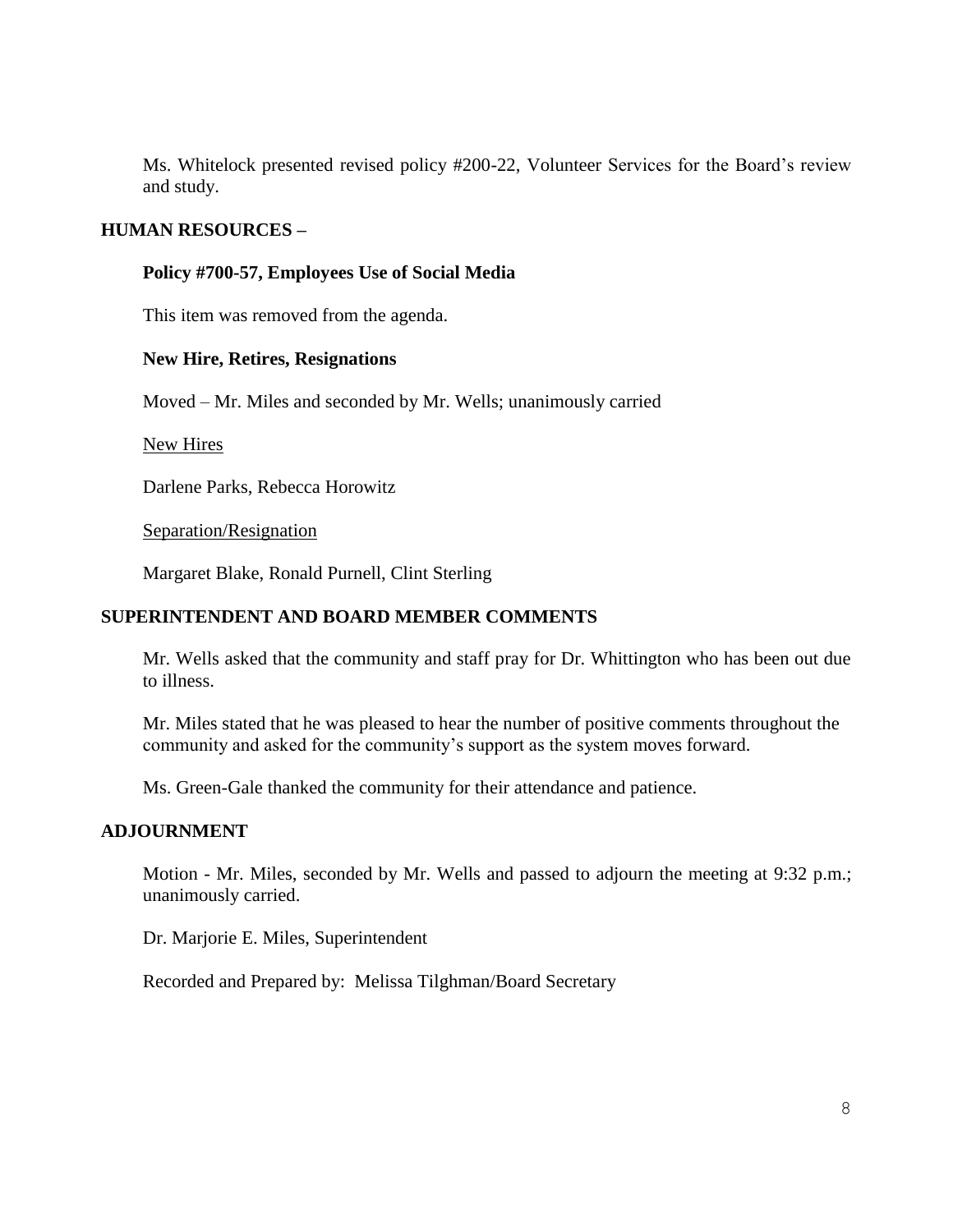Ms. Whitelock presented revised policy #200-22, Volunteer Services for the Board's review and study.

## HUMAN RESOURCES –

### Policy #700-57, Employees Use of Social Media

This item was removed from the agenda.

### New Hire, Retires, Resignations

Moved – Mr. Miles and seconded by Mr. Wells; unanimously carried

New Hires

Darlene Parks, Rebecca Horowitz

Separation/Resignation

Margaret Blake, Ronald Purnell, Clint Sterling

## SUPERINTENDENT AND BOARD MEMBER COMMENTS

Mr. Wells asked that the community and staff pray for Dr. Whittington who has been out due to illness.

Mr. Miles stated that he was pleased to hear the number of positive comments throughout the community and asked for the community's support as the system moves forward.

Ms. Green-Gale thanked the community for their attendance and patience.

## ADJOURNMENT

Motion - Mr. Miles, seconded by Mr. Wells and passed to adjourn the meeting at 9:32 p.m.; unanimously carried.

Dr. Marjorie E. Miles, Superintendent

Recorded and Prepared by: Melissa Tilghman/Board Secretary